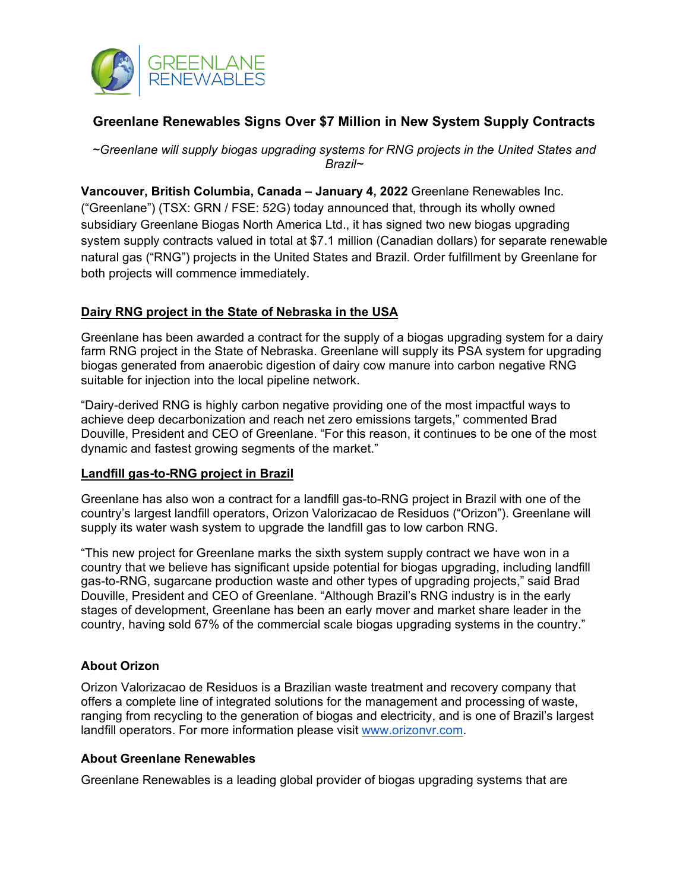# Greenlane Renewables Signs Over $7 Million in New System Supply Contracts

*~Greenlane will supply biogas upgrading systems for RNG projects in the United States and Brazil~*

**Vancouver, British Columbia, Canada – January 4, 2022** Greenlane Renewables Inc. ("Greenlane") (TSX: GRN / FSE: 52G) today announced that, through its wholly owned subsidiary Greenlane Biogas North America Ltd., it has signed two new biogas upgrading system supply contracts valued in total at $7.1 million (Canadian dollars) for separate renewable natural gas ("RNG") projects in the United States and Brazil. Order fulfillment by Greenlane for both projects will commence immediately.

## Dairy RNG project in the State of Nebraska in the USA

Greenlane has been awarded a contract for the supply of a biogas upgrading system for a dairy farm RNG project in the State of Nebraska. Greenlane will supply its PSA system for upgrading biogas generated from anaerobic digestion of dairy cow manure into carbon negative RNG suitable for injection into the local pipeline network.

"Dairy-derived RNG is highly carbon negative providing one of the most impactful ways to achieve deep decarbonization and reach net zero emissions targets," commented Brad Douville, President and CEO of Greenlane. "For this reason, it continues to be one of the most dynamic and fastest growing segments of the market."

## Landfill gas-to-RNG project in Brazil

Greenlane has also won a contract for a landfill gas-to-RNG project in Brazil with one of the country's largest landfill operators, Orizon Valorizacao de Residuos ("Orizon"). Greenlane will supply its water wash system to upgrade the landfill gas to low carbon RNG.

"This new project for Greenlane marks the sixth system supply contract we have won in a country that we believe has significant upside potential for biogas upgrading, including landfill gas-to-RNG, sugarcane production waste and other types of upgrading projects," said Brad Douville, President and CEO of Greenlane. "Although Brazil's RNG industry is in the early stages of development, Greenlane has been an early mover and market share leader in the country, having sold 67% of the commercial scale biogas upgrading systems in the country."

### About Orizon

Orizon Valorizacao de Residuos is a Brazilian waste treatment and recovery company that offers a complete line of integrated solutions for the management and processing of waste, ranging from recycling to the generation of biogas and electricity, and is one of Brazil's largest landfill operators. For more information please visit www.orizonvr.com.

### About Greenlane Renewables

Greenlane Renewables is a leading global provider of biogas upgrading systems that are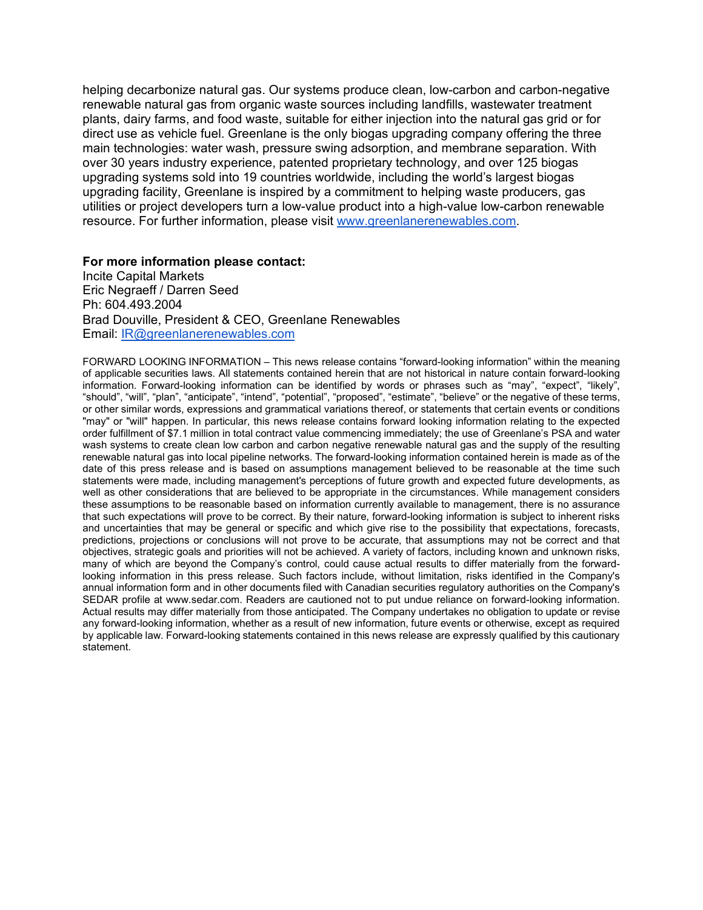helping decarbonize natural gas. Our systems produce clean, low-carbon and carbon-negative renewable natural gas from organic waste sources including landfills, wastewater treatment plants, dairy farms, and food waste, suitable for either injection into the natural gas grid or for direct use as vehicle fuel. Greenlane is the only biogas upgrading company offering the three main technologies: water wash, pressure swing adsorption, and membrane separation. With over 30 years industry experience, patented proprietary technology, and over 125 biogas upgrading systems sold into 19 countries worldwide, including the world's largest biogas upgrading facility, Greenlane is inspired by a commitment to helping waste producers, gas utilities or project developers turn a low-value product into a high-value low-carbon renewable resource. For further information, please visit [www.greenlanerenewables.com](http://www.greenlanerenewables.com).

**For more information please contact:**
Incite Capital Markets
Eric Negraeff / Darren Seed
Ph: 604.493.2004
Brad Douville, President & CEO, Greenlane Renewables
Email: [IR@greenlanerenewables.com](mailto:IR@greenlanerenewables.com)

FORWARD LOOKING INFORMATION – This news release contains "forward-looking information" within the meaning of applicable securities laws. All statements contained herein that are not historical in nature contain forward-looking information. Forward-looking information can be identified by words or phrases such as "may", "expect", "likely", "should", "will", "plan", "anticipate", "intend", "potential", "proposed", "estimate", "believe" or the negative of these terms, or other similar words, expressions and grammatical variations thereof, or statements that certain events or conditions "may" or "will" happen. In particular, this news release contains forward looking information relating to the expected order fulfillment of $7.1 million in total contract value commencing immediately; the use of Greenlane's PSA and water wash systems to create clean low carbon and carbon negative renewable natural gas and the supply of the resulting renewable natural gas into local pipeline networks. The forward-looking information contained herein is made as of the date of this press release and is based on assumptions management believed to be reasonable at the time such statements were made, including management's perceptions of future growth and expected future developments, as well as other considerations that are believed to be appropriate in the circumstances. While management considers these assumptions to be reasonable based on information currently available to management, there is no assurance that such expectations will prove to be correct. By their nature, forward-looking information is subject to inherent risks and uncertainties that may be general or specific and which give rise to the possibility that expectations, forecasts, predictions, projections or conclusions will not prove to be accurate, that assumptions may not be correct and that objectives, strategic goals and priorities will not be achieved. A variety of factors, including known and unknown risks, many of which are beyond the Company's control, could cause actual results to differ materially from the forward-looking information in this press release. Such factors include, without limitation, risks identified in the Company's annual information form and in other documents filed with Canadian securities regulatory authorities on the Company's SEDAR profile at www.sedar.com. Readers are cautioned not to put undue reliance on forward-looking information. Actual results may differ materially from those anticipated. The Company undertakes no obligation to update or revise any forward-looking information, whether as a result of new information, future events or otherwise, except as required by applicable law. Forward-looking statements contained in this news release are expressly qualified by this cautionary statement.